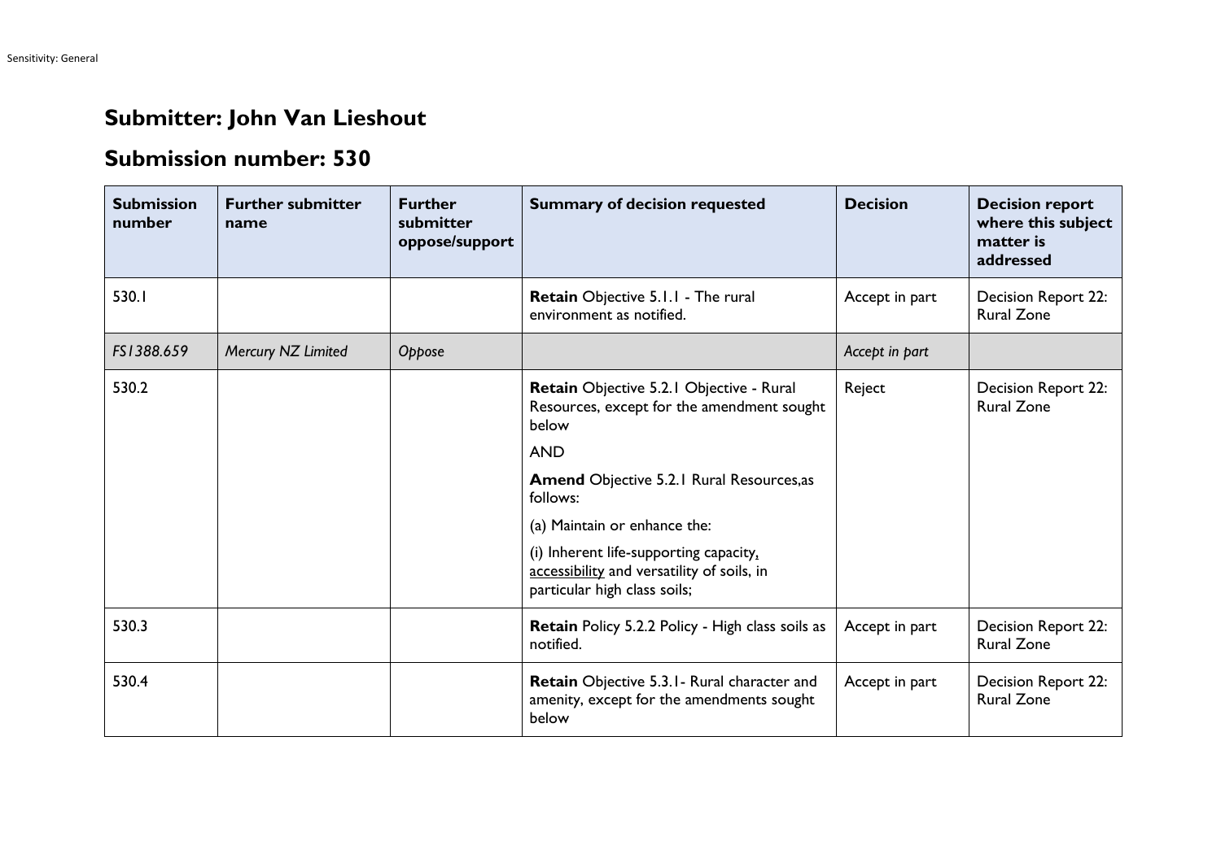# Submitter: John Van Lieshout

# Submission number: 530

| Submission number | Further submitter name | Further submitter oppose/support | Summary of decision requested | Decision | Decision report where this subject matter is addressed |
|---|---|---|---|---|---|
| 530.1 | | | **Retain** Objective 5.1.1 - The rural environment as notified. | Accept in part | Decision Report 22: Rural Zone |
| *FS1388.659* | *Mercury NZ Limited* | *Oppose* | | *Accept in part* | |
| 530.2 | | | **Retain** Objective 5.2.1 Objective - Rural Resources, except for the amendment sought below<br><br>AND<br><br>**Amend** Objective 5.2.1 Rural Resources,as follows:<br><br>(a) Maintain or enhance the:<br><br>(i) Inherent life-supporting capacity, <u>accessibility</u> and versatility of soils, in particular high class soils; | Reject | Decision Report 22: Rural Zone |
| 530.3 | | | **Retain** Policy 5.2.2 Policy - High class soils as notified. | Accept in part | Decision Report 22: Rural Zone |
| 530.4 | | | **Retain** Objective 5.3.1- Rural character and amenity, except for the amendments sought below | Accept in part | Decision Report 22: Rural Zone |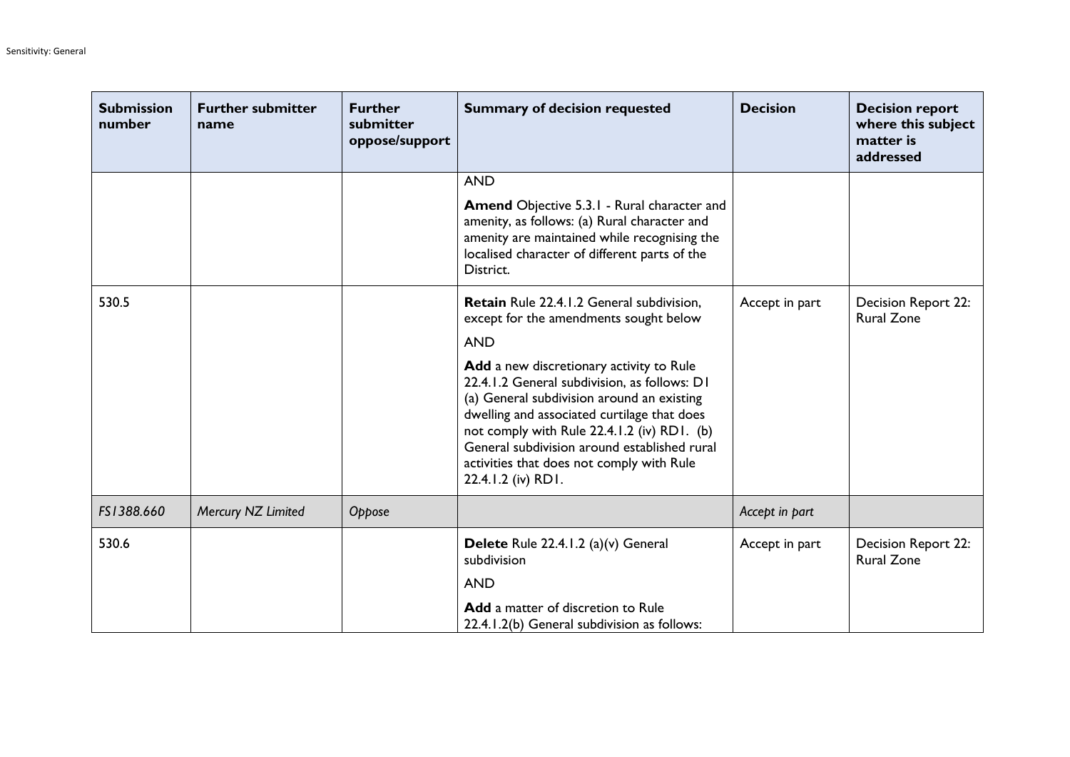| Submission number | Further submitter name | Further submitter oppose/support | Summary of decision requested | Decision | Decision report where this subject matter is addressed |
|---|---|---|---|---|---|
| | | | AND<br><br>**Amend** Objective 5.3.1 - Rural character and amenity, as follows: (a) Rural character and amenity are maintained while recognising the localised character of different parts of the District. | | |
| 530.5 | | | **Retain** Rule 22.4.1.2 General subdivision, except for the amendments sought below<br><br>AND<br><br>**Add** a new discretionary activity to Rule 22.4.1.2 General subdivision, as follows: D1 (a) General subdivision around an existing dwelling and associated curtilage that does not comply with Rule 22.4.1.2 (iv) RD1. (b) General subdivision around established rural activities that does not comply with Rule 22.4.1.2 (iv) RD1. | Accept in part | Decision Report 22: Rural Zone |
| *FS1388.660* | *Mercury NZ Limited* | *Oppose* | | *Accept in part* | |
| 530.6 | | | **Delete** Rule 22.4.1.2 (a)(v) General subdivision<br><br>AND<br><br>**Add** a matter of discretion to Rule 22.4.1.2(b) General subdivision as follows: | Accept in part | Decision Report 22: Rural Zone |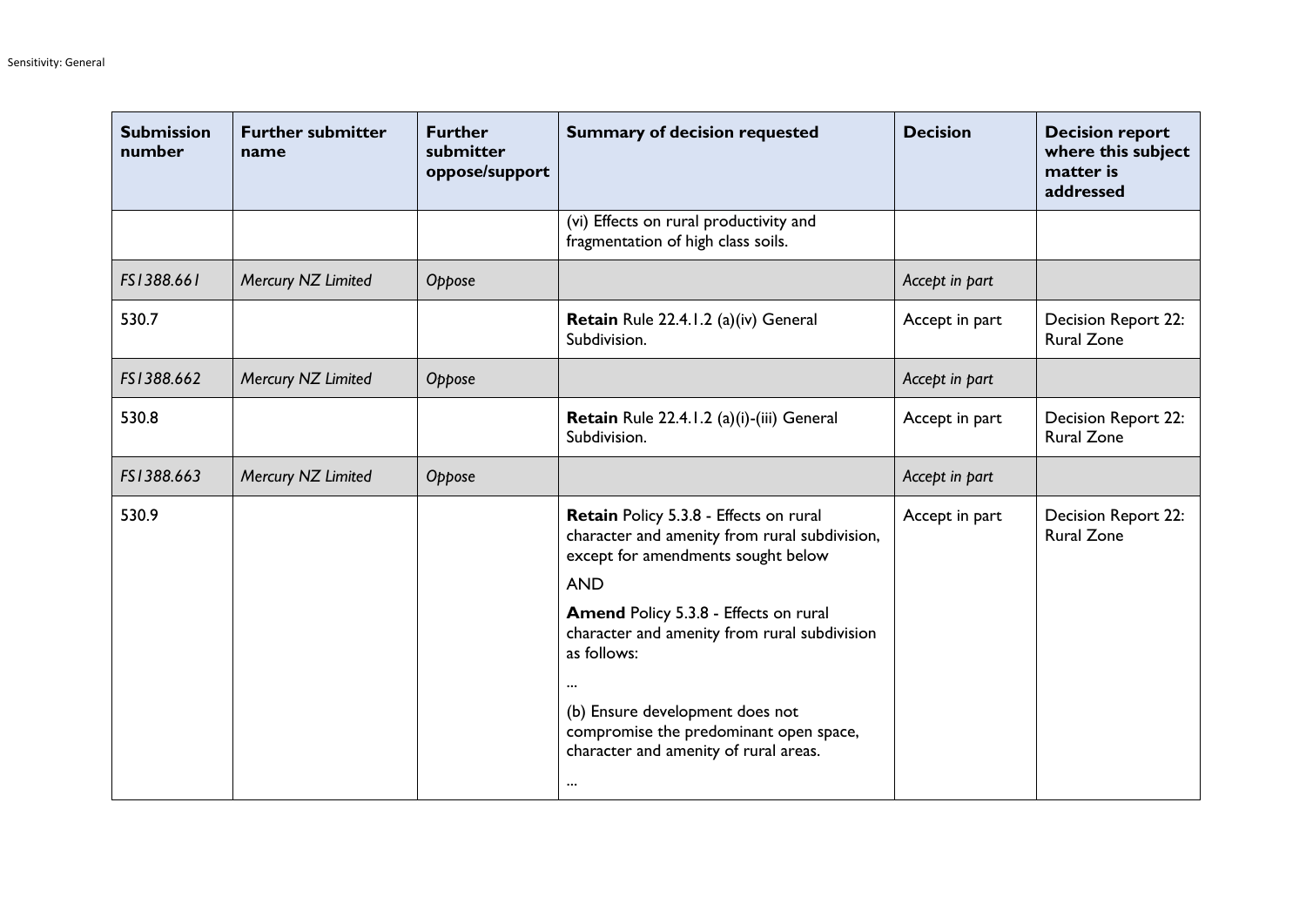| Submission number | Further submitter name | Further submitter oppose/support | Summary of decision requested | Decision | Decision report where this subject matter is addressed |
|---|---|---|---|---|---|
| | | | (vi) Effects on rural productivity and fragmentation of high class soils. | | |
| *FS1388.661* | *Mercury NZ Limited* | *Oppose* | | *Accept in part* | |
| 530.7 | | | **Retain** Rule 22.4.1.2 (a)(iv) General Subdivision. | Accept in part | Decision Report 22: Rural Zone |
| *FS1388.662* | *Mercury NZ Limited* | *Oppose* | | *Accept in part* | |
| 530.8 | | | **Retain** Rule 22.4.1.2 (a)(i)-(iii) General Subdivision. | Accept in part | Decision Report 22: Rural Zone |
| *FS1388.663* | *Mercury NZ Limited* | *Oppose* | | *Accept in part* | |
| 530.9 | | | **Retain** Policy 5.3.8 - Effects on rural character and amenity from rural subdivision, except for amendments sought below<br><br>AND<br><br>**Amend** Policy 5.3.8 - Effects on rural character and amenity from rural subdivision as follows:<br><br>...<br><br>(b) Ensure development does not compromise the predominant open space, character and amenity of rural areas.<br><br>... | Accept in part | Decision Report 22: Rural Zone |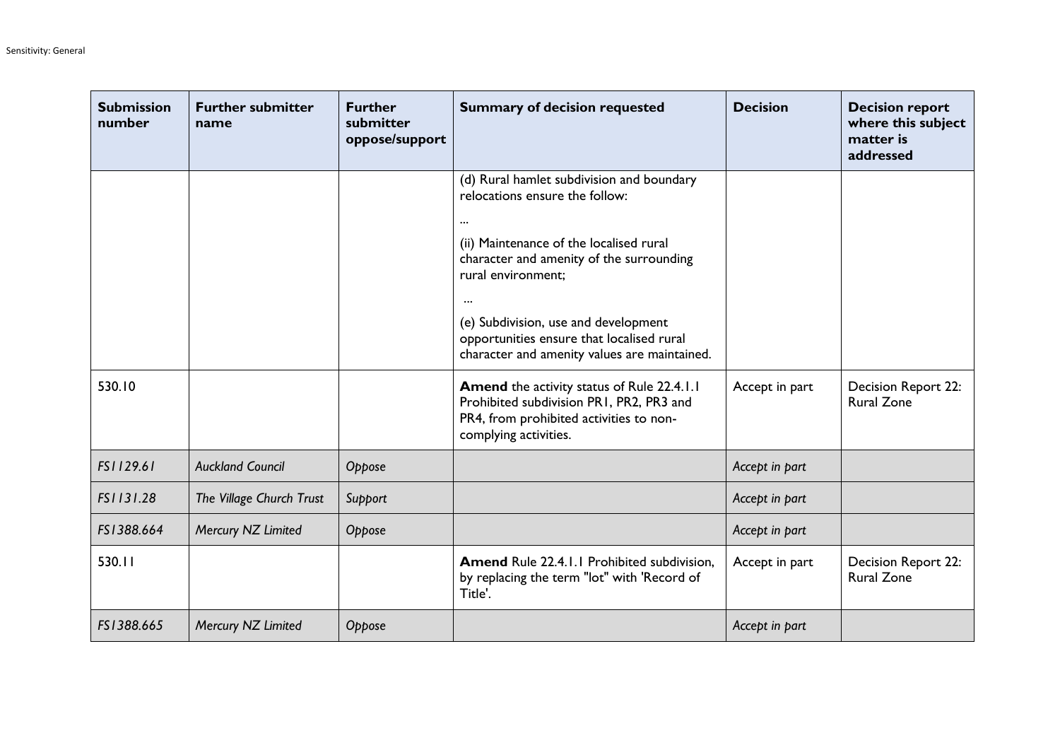| Submission number | Further submitter name | Further submitter oppose/support | Summary of decision requested | Decision | Decision report where this subject matter is addressed |
|---|---|---|---|---|---|
| | | | (d) Rural hamlet subdivision and boundary relocations ensure the follow:<br><br>...<br><br>(ii) Maintenance of the localised rural character and amenity of the surrounding rural environment;<br><br>...<br><br>(e) Subdivision, use and development opportunities ensure that localised rural character and amenity values are maintained. | | |
| 530.10 | | | **Amend** the activity status of Rule 22.4.1.1 Prohibited subdivision PR1, PR2, PR3 and PR4, from prohibited activities to non-complying activities. | Accept in part | Decision Report 22: Rural Zone |
| *FS1129.61* | *Auckland Council* | *Oppose* | | *Accept in part* | |
| *FS1131.28* | *The Village Church Trust* | *Support* | | *Accept in part* | |
| *FS1388.664* | *Mercury NZ Limited* | *Oppose* | | *Accept in part* | |
| 530.11 | | | **Amend** Rule 22.4.1.1 Prohibited subdivision, by replacing the term "lot" with 'Record of Title'. | Accept in part | Decision Report 22: Rural Zone |
| *FS1388.665* | *Mercury NZ Limited* | *Oppose* | | *Accept in part* | |